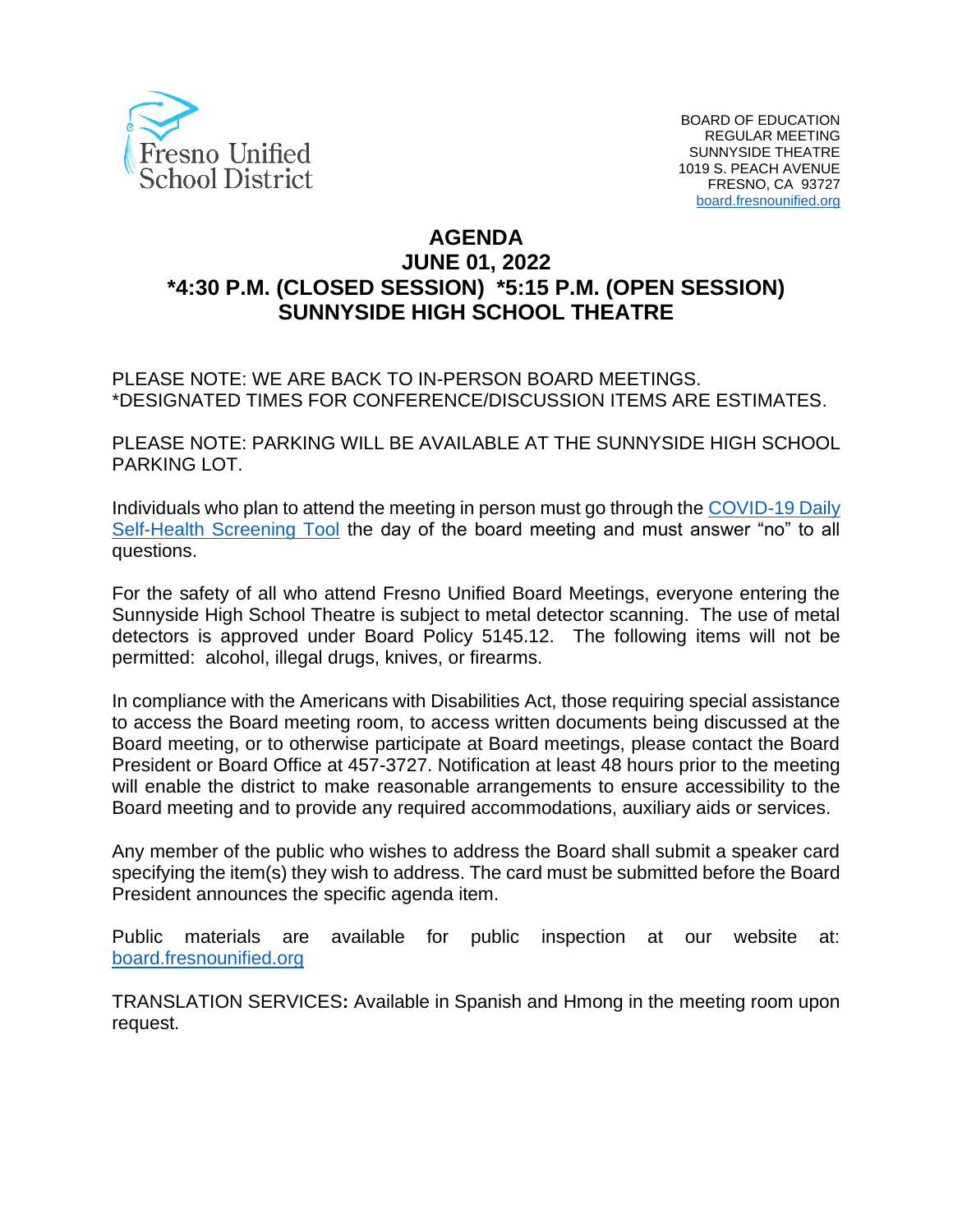Fresno Unified School District

BOARD OF EDUCATION
REGULAR MEETING
SUNNYSIDE THEATRE
1019 S. PEACH AVENUE
FRESNO, CA 93727
board.fresnounified.org

# AGENDA
## JUNE 01, 2022
## *4:30 P.M. (CLOSED SESSION) *5:15 P.M. (OPEN SESSION)
## SUNNYSIDE HIGH SCHOOL THEATRE

PLEASE NOTE: WE ARE BACK TO IN-PERSON BOARD MEETINGS.
*DESIGNATED TIMES FOR CONFERENCE/DISCUSSION ITEMS ARE ESTIMATES.

PLEASE NOTE: PARKING WILL BE AVAILABLE AT THE SUNNYSIDE HIGH SCHOOL PARKING LOT.

Individuals who plan to attend the meeting in person must go through the COVID-19 Daily Self-Health Screening Tool the day of the board meeting and must answer "no" to all questions.

For the safety of all who attend Fresno Unified Board Meetings, everyone entering the Sunnyside High School Theatre is subject to metal detector scanning. The use of metal detectors is approved under Board Policy 5145.12. The following items will not be permitted: alcohol, illegal drugs, knives, or firearms.

In compliance with the Americans with Disabilities Act, those requiring special assistance to access the Board meeting room, to access written documents being discussed at the Board meeting, or to otherwise participate at Board meetings, please contact the Board President or Board Office at 457-3727. Notification at least 48 hours prior to the meeting will enable the district to make reasonable arrangements to ensure accessibility to the Board meeting and to provide any required accommodations, auxiliary aids or services.

Any member of the public who wishes to address the Board shall submit a speaker card specifying the item(s) they wish to address. The card must be submitted before the Board President announces the specific agenda item.

Public materials are available for public inspection at our website at: board.fresnounified.org

TRANSLATION SERVICES**:** Available in Spanish and Hmong in the meeting room upon request.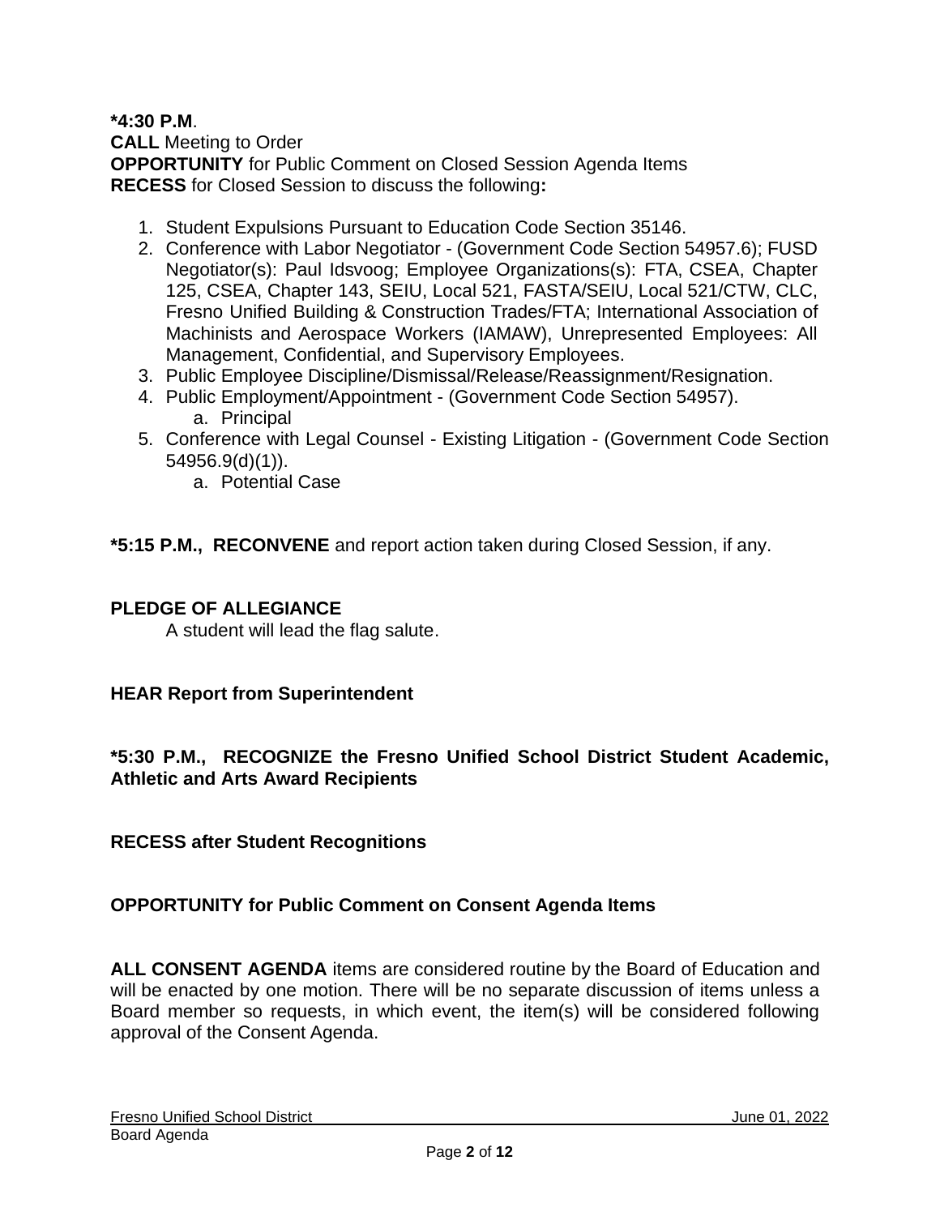**\*4:30 P.M**.
**CALL** Meeting to Order
**OPPORTUNITY** for Public Comment on Closed Session Agenda Items
**RECESS** for Closed Session to discuss the following**:**

1. Student Expulsions Pursuant to Education Code Section 35146.
2. Conference with Labor Negotiator - (Government Code Section 54957.6); FUSD Negotiator(s): Paul Idsvoog; Employee Organizations(s): FTA, CSEA, Chapter 125, CSEA, Chapter 143, SEIU, Local 521, FASTA/SEIU, Local 521/CTW, CLC, Fresno Unified Building & Construction Trades/FTA; International Association of Machinists and Aerospace Workers (IAMAW), Unrepresented Employees: All Management, Confidential, and Supervisory Employees.
3. Public Employee Discipline/Dismissal/Release/Reassignment/Resignation.
4. Public Employment/Appointment - (Government Code Section 54957).
   a. Principal
5. Conference with Legal Counsel - Existing Litigation - (Government Code Section 54956.9(d)(1)).
   a. Potential Case

**\*5:15 P.M., RECONVENE** and report action taken during Closed Session, if any.

**PLEDGE OF ALLEGIANCE**
A student will lead the flag salute.

**HEAR Report from Superintendent**

**\*5:30 P.M., RECOGNIZE the Fresno Unified School District Student Academic, Athletic and Arts Award Recipients**

**RECESS after Student Recognitions**

**OPPORTUNITY for Public Comment on Consent Agenda Items**

**ALL CONSENT AGENDA** items are considered routine by the Board of Education and will be enacted by one motion. There will be no separate discussion of items unless a Board member so requests, in which event, the item(s) will be considered following approval of the Consent Agenda.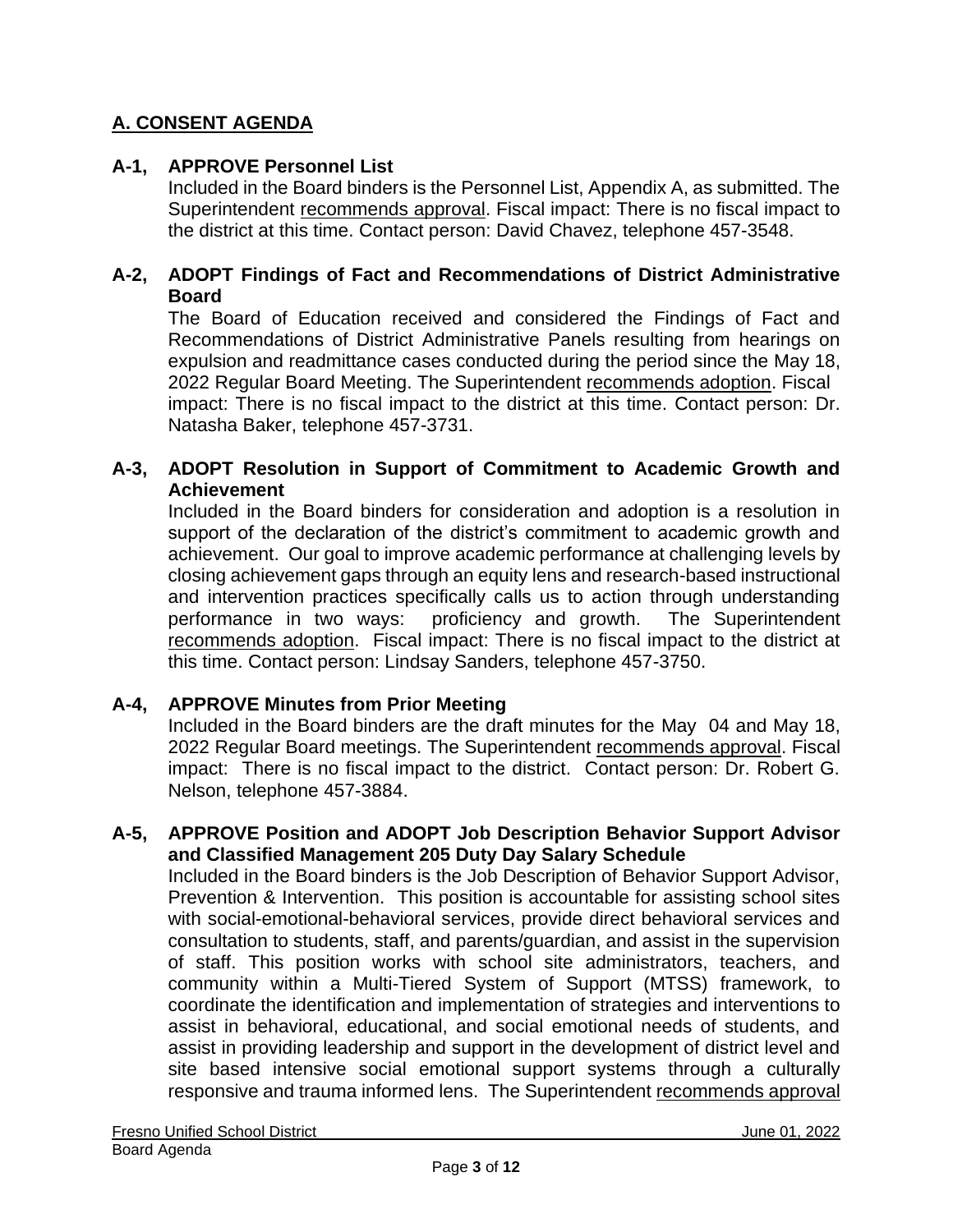## A. CONSENT AGENDA

### A-1, APPROVE Personnel List

Included in the Board binders is the Personnel List, Appendix A, as submitted. The Superintendent recommends approval. Fiscal impact: There is no fiscal impact to the district at this time. Contact person: David Chavez, telephone 457-3548.

### A-2, ADOPT Findings of Fact and Recommendations of District Administrative Board

The Board of Education received and considered the Findings of Fact and Recommendations of District Administrative Panels resulting from hearings on expulsion and readmittance cases conducted during the period since the May 18, 2022 Regular Board Meeting. The Superintendent recommends adoption. Fiscal impact: There is no fiscal impact to the district at this time. Contact person: Dr. Natasha Baker, telephone 457-3731.

### A-3, ADOPT Resolution in Support of Commitment to Academic Growth and Achievement

Included in the Board binders for consideration and adoption is a resolution in support of the declaration of the district's commitment to academic growth and achievement. Our goal to improve academic performance at challenging levels by closing achievement gaps through an equity lens and research-based instructional and intervention practices specifically calls us to action through understanding performance in two ways: proficiency and growth. The Superintendent recommends adoption. Fiscal impact: There is no fiscal impact to the district at this time. Contact person: Lindsay Sanders, telephone 457-3750.

### A-4, APPROVE Minutes from Prior Meeting

Included in the Board binders are the draft minutes for the May 04 and May 18, 2022 Regular Board meetings. The Superintendent recommends approval. Fiscal impact: There is no fiscal impact to the district. Contact person: Dr. Robert G. Nelson, telephone 457-3884.

### A-5, APPROVE Position and ADOPT Job Description Behavior Support Advisor and Classified Management 205 Duty Day Salary Schedule

Included in the Board binders is the Job Description of Behavior Support Advisor, Prevention & Intervention. This position is accountable for assisting school sites with social-emotional-behavioral services, provide direct behavioral services and consultation to students, staff, and parents/guardian, and assist in the supervision of staff. This position works with school site administrators, teachers, and community within a Multi-Tiered System of Support (MTSS) framework, to coordinate the identification and implementation of strategies and interventions to assist in behavioral, educational, and social emotional needs of students, and assist in providing leadership and support in the development of district level and site based intensive social emotional support systems through a culturally responsive and trauma informed lens. The Superintendent recommends approval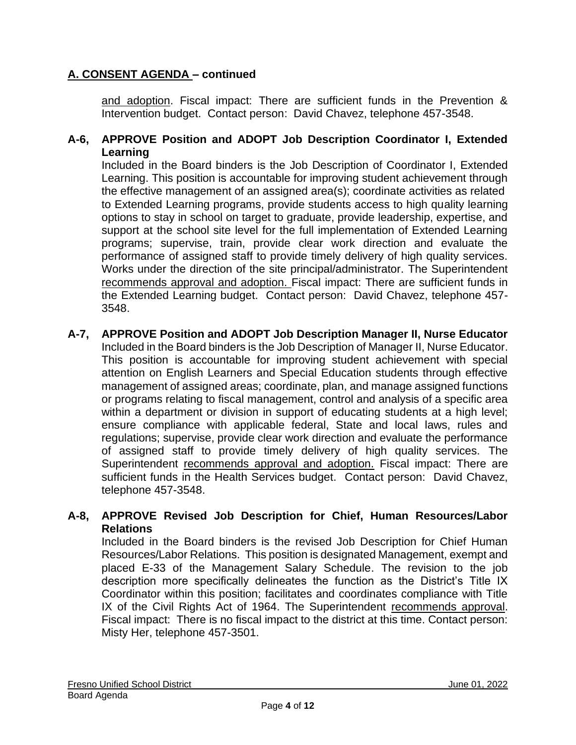## A. CONSENT AGENDA – continued

and adoption. Fiscal impact: There are sufficient funds in the Prevention & Intervention budget. Contact person: David Chavez, telephone 457-3548.

**A-6, APPROVE Position and ADOPT Job Description Coordinator I, Extended Learning**

Included in the Board binders is the Job Description of Coordinator I, Extended Learning. This position is accountable for improving student achievement through the effective management of an assigned area(s); coordinate activities as related to Extended Learning programs, provide students access to high quality learning options to stay in school on target to graduate, provide leadership, expertise, and support at the school site level for the full implementation of Extended Learning programs; supervise, train, provide clear work direction and evaluate the performance of assigned staff to provide timely delivery of high quality services. Works under the direction of the site principal/administrator. The Superintendent recommends approval and adoption. Fiscal impact: There are sufficient funds in the Extended Learning budget. Contact person: David Chavez, telephone 457-3548.

**A-7, APPROVE Position and ADOPT Job Description Manager II, Nurse Educator**

Included in the Board binders is the Job Description of Manager II, Nurse Educator. This position is accountable for improving student achievement with special attention on English Learners and Special Education students through effective management of assigned areas; coordinate, plan, and manage assigned functions or programs relating to fiscal management, control and analysis of a specific area within a department or division in support of educating students at a high level; ensure compliance with applicable federal, State and local laws, rules and regulations; supervise, provide clear work direction and evaluate the performance of assigned staff to provide timely delivery of high quality services. The Superintendent recommends approval and adoption. Fiscal impact: There are sufficient funds in the Health Services budget. Contact person: David Chavez, telephone 457-3548.

**A-8, APPROVE Revised Job Description for Chief, Human Resources/Labor Relations**

Included in the Board binders is the revised Job Description for Chief Human Resources/Labor Relations. This position is designated Management, exempt and placed E-33 of the Management Salary Schedule. The revision to the job description more specifically delineates the function as the District's Title IX Coordinator within this position; facilitates and coordinates compliance with Title IX of the Civil Rights Act of 1964. The Superintendent recommends approval. Fiscal impact: There is no fiscal impact to the district at this time. Contact person: Misty Her, telephone 457-3501.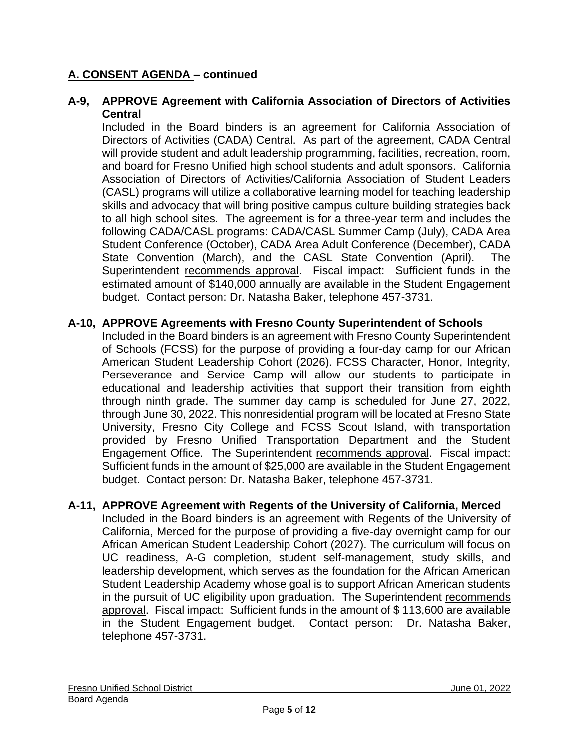## A. CONSENT AGENDA – continued

### A-9, APPROVE Agreement with California Association of Directors of Activities Central

Included in the Board binders is an agreement for California Association of Directors of Activities (CADA) Central. As part of the agreement, CADA Central will provide student and adult leadership programming, facilities, recreation, room, and board for Fresno Unified high school students and adult sponsors. California Association of Directors of Activities/California Association of Student Leaders (CASL) programs will utilize a collaborative learning model for teaching leadership skills and advocacy that will bring positive campus culture building strategies back to all high school sites. The agreement is for a three-year term and includes the following CADA/CASL programs: CADA/CASL Summer Camp (July), CADA Area Student Conference (October), CADA Area Adult Conference (December), CADA State Convention (March), and the CASL State Convention (April). The Superintendent recommends approval. Fiscal impact: Sufficient funds in the estimated amount of $140,000 annually are available in the Student Engagement budget. Contact person: Dr. Natasha Baker, telephone 457-3731.

### A-10, APPROVE Agreements with Fresno County Superintendent of Schools

Included in the Board binders is an agreement with Fresno County Superintendent of Schools (FCSS) for the purpose of providing a four-day camp for our African American Student Leadership Cohort (2026). FCSS Character, Honor, Integrity, Perseverance and Service Camp will allow our students to participate in educational and leadership activities that support their transition from eighth through ninth grade. The summer day camp is scheduled for June 27, 2022, through June 30, 2022. This nonresidential program will be located at Fresno State University, Fresno City College and FCSS Scout Island, with transportation provided by Fresno Unified Transportation Department and the Student Engagement Office. The Superintendent recommends approval. Fiscal impact: Sufficient funds in the amount of $25,000 are available in the Student Engagement budget. Contact person: Dr. Natasha Baker, telephone 457-3731.

### A-11, APPROVE Agreement with Regents of the University of California, Merced

Included in the Board binders is an agreement with Regents of the University of California, Merced for the purpose of providing a five-day overnight camp for our African American Student Leadership Cohort (2027). The curriculum will focus on UC readiness, A-G completion, student self-management, study skills, and leadership development, which serves as the foundation for the African American Student Leadership Academy whose goal is to support African American students in the pursuit of UC eligibility upon graduation. The Superintendent recommends approval. Fiscal impact: Sufficient funds in the amount of $ 113,600 are available in the Student Engagement budget. Contact person: Dr. Natasha Baker, telephone 457-3731.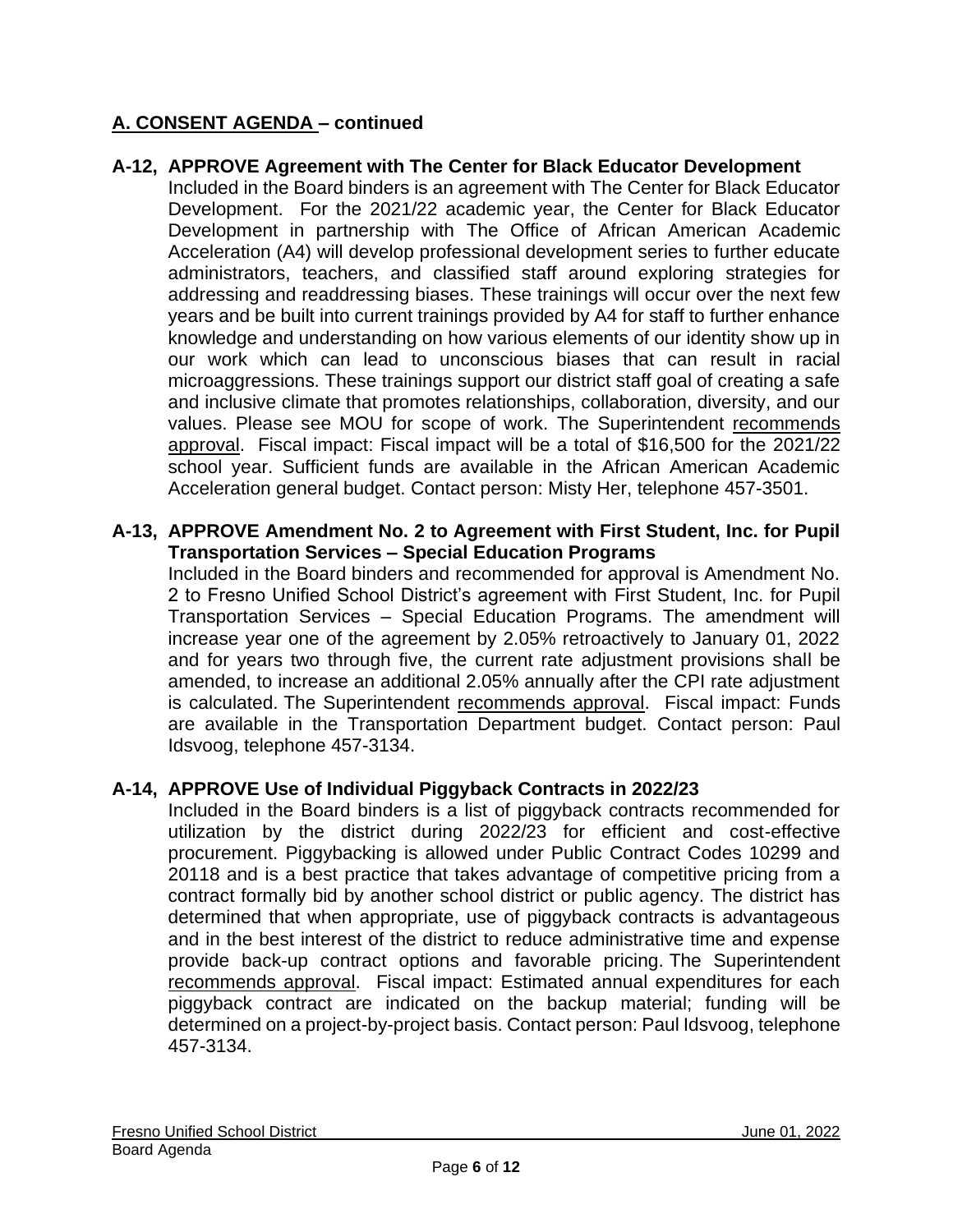## A. CONSENT AGENDA – continued

**A-12, APPROVE Agreement with The Center for Black Educator Development**

Included in the Board binders is an agreement with The Center for Black Educator Development. For the 2021/22 academic year, the Center for Black Educator Development in partnership with The Office of African American Academic Acceleration (A4) will develop professional development series to further educate administrators, teachers, and classified staff around exploring strategies for addressing and readdressing biases. These trainings will occur over the next few years and be built into current trainings provided by A4 for staff to further enhance knowledge and understanding on how various elements of our identity show up in our work which can lead to unconscious biases that can result in racial microaggressions. These trainings support our district staff goal of creating a safe and inclusive climate that promotes relationships, collaboration, diversity, and our values. Please see MOU for scope of work. The Superintendent recommends approval. Fiscal impact: Fiscal impact will be a total of $16,500 for the 2021/22 school year. Sufficient funds are available in the African American Academic Acceleration general budget. Contact person: Misty Her, telephone 457-3501.

**A-13, APPROVE Amendment No. 2 to Agreement with First Student, Inc. for Pupil Transportation Services – Special Education Programs**

Included in the Board binders and recommended for approval is Amendment No. 2 to Fresno Unified School District's agreement with First Student, Inc. for Pupil Transportation Services – Special Education Programs. The amendment will increase year one of the agreement by 2.05% retroactively to January 01, 2022 and for years two through five, the current rate adjustment provisions shall be amended, to increase an additional 2.05% annually after the CPI rate adjustment is calculated. The Superintendent recommends approval. Fiscal impact: Funds are available in the Transportation Department budget. Contact person: Paul Idsvoog, telephone 457-3134.

**A-14, APPROVE Use of Individual Piggyback Contracts in 2022/23**

Included in the Board binders is a list of piggyback contracts recommended for utilization by the district during 2022/23 for efficient and cost-effective procurement. Piggybacking is allowed under Public Contract Codes 10299 and 20118 and is a best practice that takes advantage of competitive pricing from a contract formally bid by another school district or public agency. The district has determined that when appropriate, use of piggyback contracts is advantageous and in the best interest of the district to reduce administrative time and expense provide back-up contract options and favorable pricing. The Superintendent recommends approval. Fiscal impact: Estimated annual expenditures for each piggyback contract are indicated on the backup material; funding will be determined on a project-by-project basis. Contact person: Paul Idsvoog, telephone 457-3134.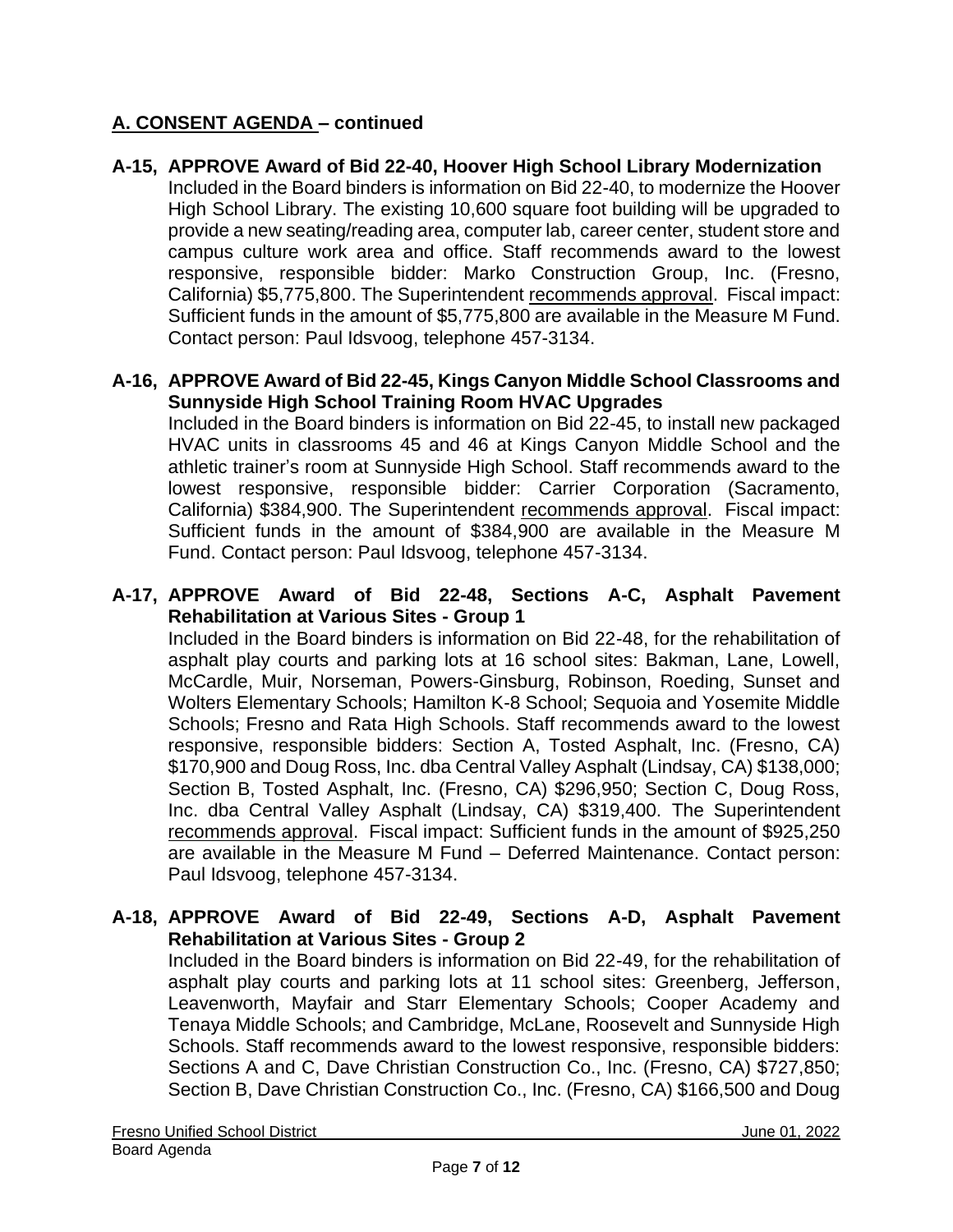## A. CONSENT AGENDA – continued

**A-15, APPROVE Award of Bid 22-40, Hoover High School Library Modernization**

Included in the Board binders is information on Bid 22-40, to modernize the Hoover High School Library. The existing 10,600 square foot building will be upgraded to provide a new seating/reading area, computer lab, career center, student store and campus culture work area and office. Staff recommends award to the lowest responsive, responsible bidder: Marko Construction Group, Inc. (Fresno, California) $5,775,800. The Superintendent recommends approval. Fiscal impact: Sufficient funds in the amount of $5,775,800 are available in the Measure M Fund. Contact person: Paul Idsvoog, telephone 457-3134.

**A-16, APPROVE Award of Bid 22-45, Kings Canyon Middle School Classrooms and Sunnyside High School Training Room HVAC Upgrades**

Included in the Board binders is information on Bid 22-45, to install new packaged HVAC units in classrooms 45 and 46 at Kings Canyon Middle School and the athletic trainer's room at Sunnyside High School. Staff recommends award to the lowest responsive, responsible bidder: Carrier Corporation (Sacramento, California) $384,900. The Superintendent recommends approval. Fiscal impact: Sufficient funds in the amount of $384,900 are available in the Measure M Fund. Contact person: Paul Idsvoog, telephone 457-3134.

**A-17, APPROVE Award of Bid 22-48, Sections A-C, Asphalt Pavement Rehabilitation at Various Sites - Group 1**

Included in the Board binders is information on Bid 22-48, for the rehabilitation of asphalt play courts and parking lots at 16 school sites: Bakman, Lane, Lowell, McCardle, Muir, Norseman, Powers-Ginsburg, Robinson, Roeding, Sunset and Wolters Elementary Schools; Hamilton K-8 School; Sequoia and Yosemite Middle Schools; Fresno and Rata High Schools. Staff recommends award to the lowest responsive, responsible bidders: Section A, Tosted Asphalt, Inc. (Fresno, CA) $170,900 and Doug Ross, Inc. dba Central Valley Asphalt (Lindsay, CA) $138,000; Section B, Tosted Asphalt, Inc. (Fresno, CA) $296,950; Section C, Doug Ross, Inc. dba Central Valley Asphalt (Lindsay, CA) $319,400. The Superintendent recommends approval. Fiscal impact: Sufficient funds in the amount of $925,250 are available in the Measure M Fund – Deferred Maintenance. Contact person: Paul Idsvoog, telephone 457-3134.

**A-18, APPROVE Award of Bid 22-49, Sections A-D, Asphalt Pavement Rehabilitation at Various Sites - Group 2**

Included in the Board binders is information on Bid 22-49, for the rehabilitation of asphalt play courts and parking lots at 11 school sites: Greenberg, Jefferson, Leavenworth, Mayfair and Starr Elementary Schools; Cooper Academy and Tenaya Middle Schools; and Cambridge, McLane, Roosevelt and Sunnyside High Schools. Staff recommends award to the lowest responsive, responsible bidders: Sections A and C, Dave Christian Construction Co., Inc. (Fresno, CA) $727,850; Section B, Dave Christian Construction Co., Inc. (Fresno, CA) $166,500 and Doug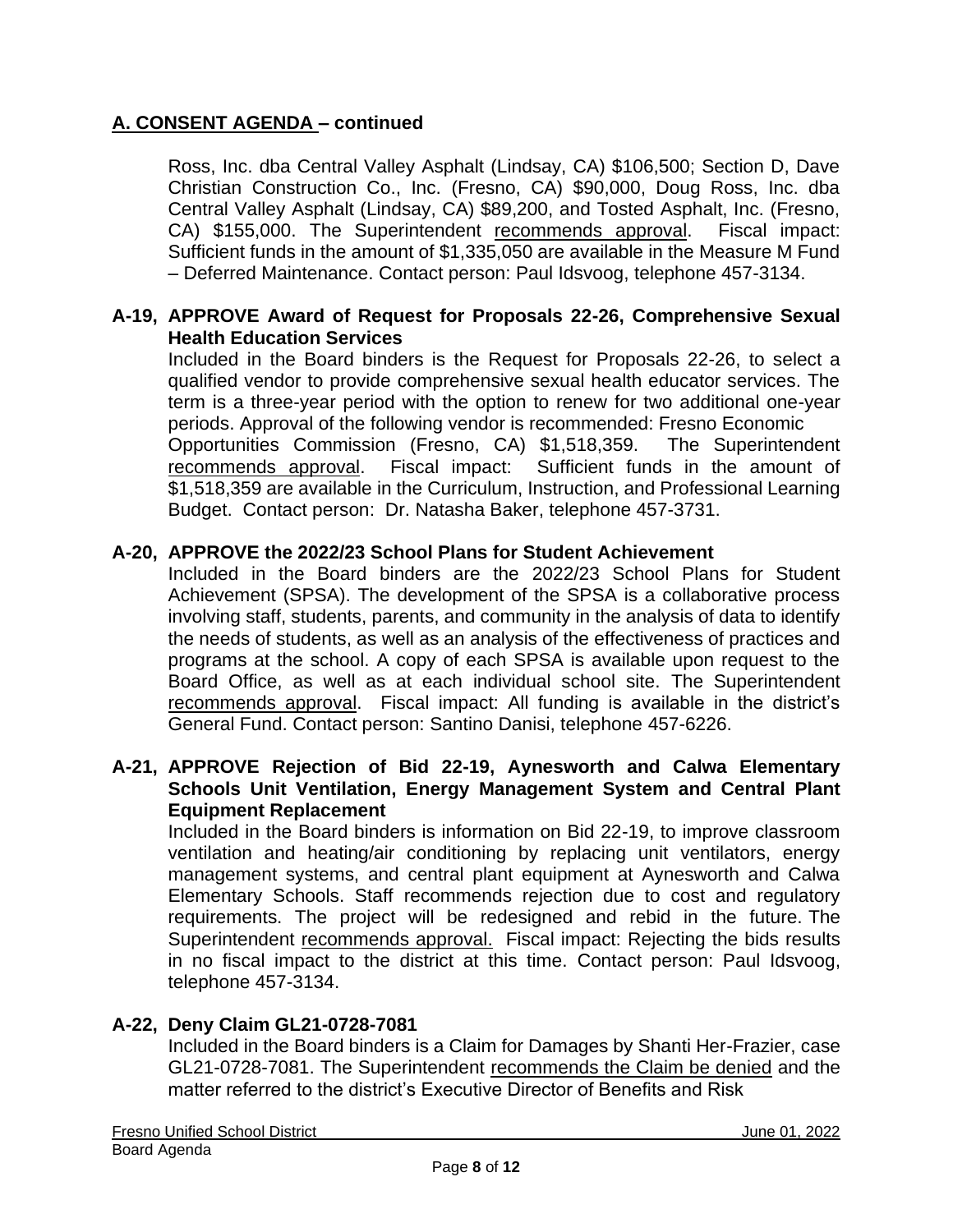## A. CONSENT AGENDA – continued

Ross, Inc. dba Central Valley Asphalt (Lindsay, CA) $106,500; Section D, Dave Christian Construction Co., Inc. (Fresno, CA) $90,000, Doug Ross, Inc. dba Central Valley Asphalt (Lindsay, CA) $89,200, and Tosted Asphalt, Inc. (Fresno, CA) $155,000. The Superintendent recommends approval. Fiscal impact: Sufficient funds in the amount of $1,335,050 are available in the Measure M Fund – Deferred Maintenance. Contact person: Paul Idsvoog, telephone 457-3134.

**A-19, APPROVE Award of Request for Proposals 22-26, Comprehensive Sexual Health Education Services**

Included in the Board binders is the Request for Proposals 22-26, to select a qualified vendor to provide comprehensive sexual health educator services. The term is a three-year period with the option to renew for two additional one-year periods. Approval of the following vendor is recommended: Fresno Economic Opportunities Commission (Fresno, CA) $1,518,359. The Superintendent recommends approval. Fiscal impact: Sufficient funds in the amount of $1,518,359 are available in the Curriculum, Instruction, and Professional Learning Budget. Contact person: Dr. Natasha Baker, telephone 457-3731.

**A-20, APPROVE the 2022/23 School Plans for Student Achievement**

Included in the Board binders are the 2022/23 School Plans for Student Achievement (SPSA). The development of the SPSA is a collaborative process involving staff, students, parents, and community in the analysis of data to identify the needs of students, as well as an analysis of the effectiveness of practices and programs at the school. A copy of each SPSA is available upon request to the Board Office, as well as at each individual school site. The Superintendent recommends approval. Fiscal impact: All funding is available in the district's General Fund. Contact person: Santino Danisi, telephone 457-6226.

**A-21, APPROVE Rejection of Bid 22-19, Aynesworth and Calwa Elementary Schools Unit Ventilation, Energy Management System and Central Plant Equipment Replacement**

Included in the Board binders is information on Bid 22-19, to improve classroom ventilation and heating/air conditioning by replacing unit ventilators, energy management systems, and central plant equipment at Aynesworth and Calwa Elementary Schools. Staff recommends rejection due to cost and regulatory requirements. The project will be redesigned and rebid in the future. The Superintendent recommends approval. Fiscal impact: Rejecting the bids results in no fiscal impact to the district at this time. Contact person: Paul Idsvoog, telephone 457-3134.

**A-22, Deny Claim GL21-0728-7081**

Included in the Board binders is a Claim for Damages by Shanti Her-Frazier, case GL21-0728-7081. The Superintendent recommends the Claim be denied and the matter referred to the district's Executive Director of Benefits and Risk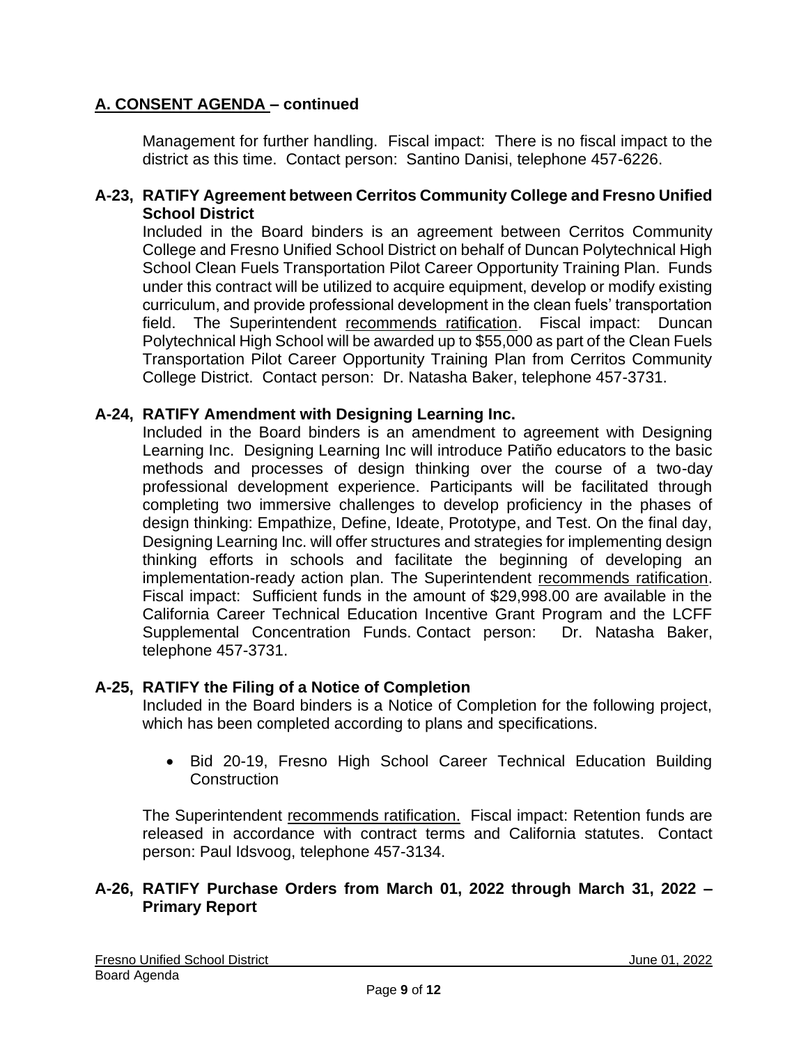## A. CONSENT AGENDA – continued

Management for further handling. Fiscal impact: There is no fiscal impact to the district as this time. Contact person: Santino Danisi, telephone 457-6226.

### A-23, RATIFY Agreement between Cerritos Community College and Fresno Unified School District

Included in the Board binders is an agreement between Cerritos Community College and Fresno Unified School District on behalf of Duncan Polytechnical High School Clean Fuels Transportation Pilot Career Opportunity Training Plan. Funds under this contract will be utilized to acquire equipment, develop or modify existing curriculum, and provide professional development in the clean fuels' transportation field. The Superintendent recommends ratification. Fiscal impact: Duncan Polytechnical High School will be awarded up to $55,000 as part of the Clean Fuels Transportation Pilot Career Opportunity Training Plan from Cerritos Community College District. Contact person: Dr. Natasha Baker, telephone 457-3731.

### A-24, RATIFY Amendment with Designing Learning Inc.

Included in the Board binders is an amendment to agreement with Designing Learning Inc. Designing Learning Inc will introduce Patiño educators to the basic methods and processes of design thinking over the course of a two-day professional development experience. Participants will be facilitated through completing two immersive challenges to develop proficiency in the phases of design thinking: Empathize, Define, Ideate, Prototype, and Test. On the final day, Designing Learning Inc. will offer structures and strategies for implementing design thinking efforts in schools and facilitate the beginning of developing an implementation-ready action plan. The Superintendent recommends ratification. Fiscal impact: Sufficient funds in the amount of $29,998.00 are available in the California Career Technical Education Incentive Grant Program and the LCFF Supplemental Concentration Funds. Contact person: Dr. Natasha Baker, telephone 457-3731.

### A-25, RATIFY the Filing of a Notice of Completion

Included in the Board binders is a Notice of Completion for the following project, which has been completed according to plans and specifications.

- Bid 20-19, Fresno High School Career Technical Education Building Construction

The Superintendent recommends ratification. Fiscal impact: Retention funds are released in accordance with contract terms and California statutes. Contact person: Paul Idsvoog, telephone 457-3134.

### A-26, RATIFY Purchase Orders from March 01, 2022 through March 31, 2022 – Primary Report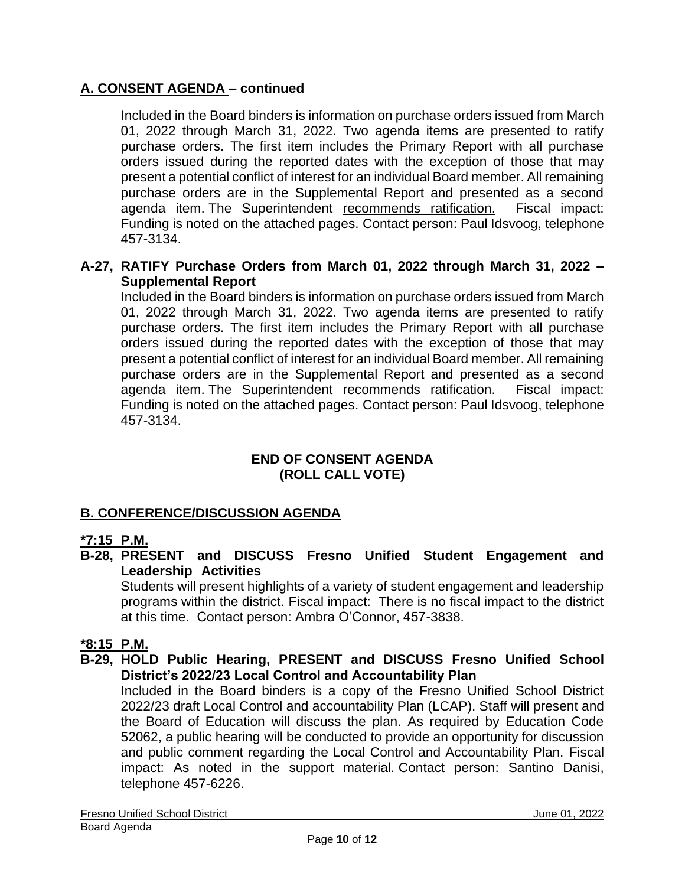## A. CONSENT AGENDA – continued

Included in the Board binders is information on purchase orders issued from March 01, 2022 through March 31, 2022. Two agenda items are presented to ratify purchase orders. The first item includes the Primary Report with all purchase orders issued during the reported dates with the exception of those that may present a potential conflict of interest for an individual Board member. All remaining purchase orders are in the Supplemental Report and presented as a second agenda item. The Superintendent recommends ratification. Fiscal impact: Funding is noted on the attached pages. Contact person: Paul Idsvoog, telephone 457-3134.

**A-27, RATIFY Purchase Orders from March 01, 2022 through March 31, 2022 – Supplemental Report**

Included in the Board binders is information on purchase orders issued from March 01, 2022 through March 31, 2022. Two agenda items are presented to ratify purchase orders. The first item includes the Primary Report with all purchase orders issued during the reported dates with the exception of those that may present a potential conflict of interest for an individual Board member. All remaining purchase orders are in the Supplemental Report and presented as a second agenda item. The Superintendent recommends ratification. Fiscal impact: Funding is noted on the attached pages. Contact person: Paul Idsvoog, telephone 457-3134.

**END OF CONSENT AGENDA**
**(ROLL CALL VOTE)**

## B. CONFERENCE/DISCUSSION AGENDA

**\*7:15 P.M.**

**B-28, PRESENT and DISCUSS Fresno Unified Student Engagement and Leadership Activities**

Students will present highlights of a variety of student engagement and leadership programs within the district. Fiscal impact: There is no fiscal impact to the district at this time. Contact person: Ambra O'Connor, 457-3838.

**\*8:15 P.M.**

**B-29, HOLD Public Hearing, PRESENT and DISCUSS Fresno Unified School District's 2022/23 Local Control and Accountability Plan**

Included in the Board binders is a copy of the Fresno Unified School District 2022/23 draft Local Control and accountability Plan (LCAP). Staff will present and the Board of Education will discuss the plan. As required by Education Code 52062, a public hearing will be conducted to provide an opportunity for discussion and public comment regarding the Local Control and Accountability Plan. Fiscal impact: As noted in the support material. Contact person: Santino Danisi, telephone 457-6226.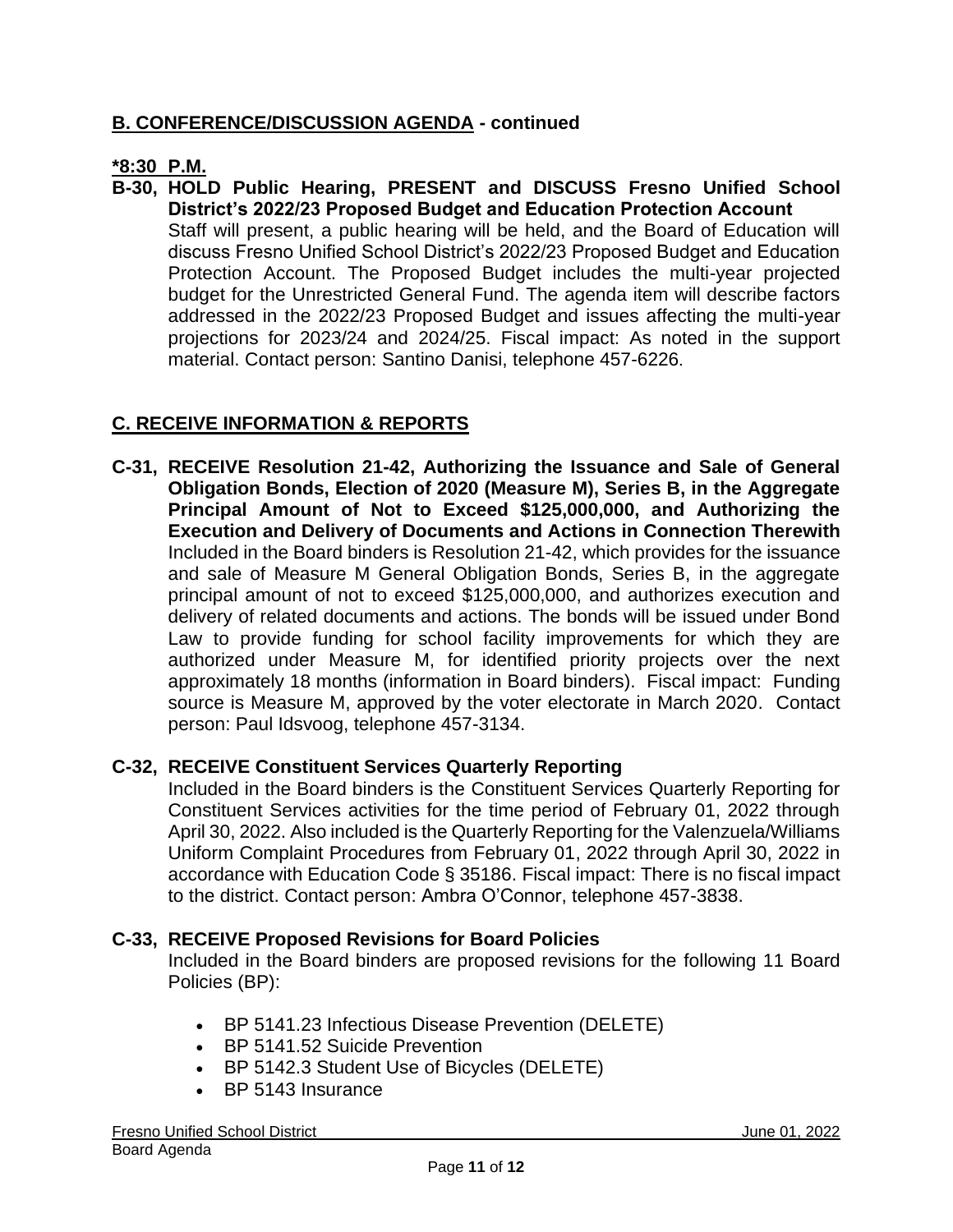## **B. CONFERENCE/DISCUSSION AGENDA** - continued

**\*8:30 P.M.**

**B-30, HOLD Public Hearing, PRESENT and DISCUSS Fresno Unified School District's 2022/23 Proposed Budget and Education Protection Account**

Staff will present, a public hearing will be held, and the Board of Education will discuss Fresno Unified School District's 2022/23 Proposed Budget and Education Protection Account. The Proposed Budget includes the multi-year projected budget for the Unrestricted General Fund. The agenda item will describe factors addressed in the 2022/23 Proposed Budget and issues affecting the multi-year projections for 2023/24 and 2024/25. Fiscal impact: As noted in the support material. Contact person: Santino Danisi, telephone 457-6226.

## **C. RECEIVE INFORMATION & REPORTS**

**C-31, RECEIVE Resolution 21-42, Authorizing the Issuance and Sale of General Obligation Bonds, Election of 2020 (Measure M), Series B, in the Aggregate Principal Amount of Not to Exceed $125,000,000, and Authorizing the Execution and Delivery of Documents and Actions in Connection Therewith**

Included in the Board binders is Resolution 21-42, which provides for the issuance and sale of Measure M General Obligation Bonds, Series B, in the aggregate principal amount of not to exceed $125,000,000, and authorizes execution and delivery of related documents and actions. The bonds will be issued under Bond Law to provide funding for school facility improvements for which they are authorized under Measure M, for identified priority projects over the next approximately 18 months (information in Board binders). Fiscal impact: Funding source is Measure M, approved by the voter electorate in March 2020. Contact person: Paul Idsvoog, telephone 457-3134.

**C-32, RECEIVE Constituent Services Quarterly Reporting**

Included in the Board binders is the Constituent Services Quarterly Reporting for Constituent Services activities for the time period of February 01, 2022 through April 30, 2022. Also included is the Quarterly Reporting for the Valenzuela/Williams Uniform Complaint Procedures from February 01, 2022 through April 30, 2022 in accordance with Education Code § 35186. Fiscal impact: There is no fiscal impact to the district. Contact person: Ambra O'Connor, telephone 457-3838.

**C-33, RECEIVE Proposed Revisions for Board Policies**

Included in the Board binders are proposed revisions for the following 11 Board Policies (BP):

- BP 5141.23 Infectious Disease Prevention (DELETE)
- BP 5141.52 Suicide Prevention
- BP 5142.3 Student Use of Bicycles (DELETE)
- BP 5143 Insurance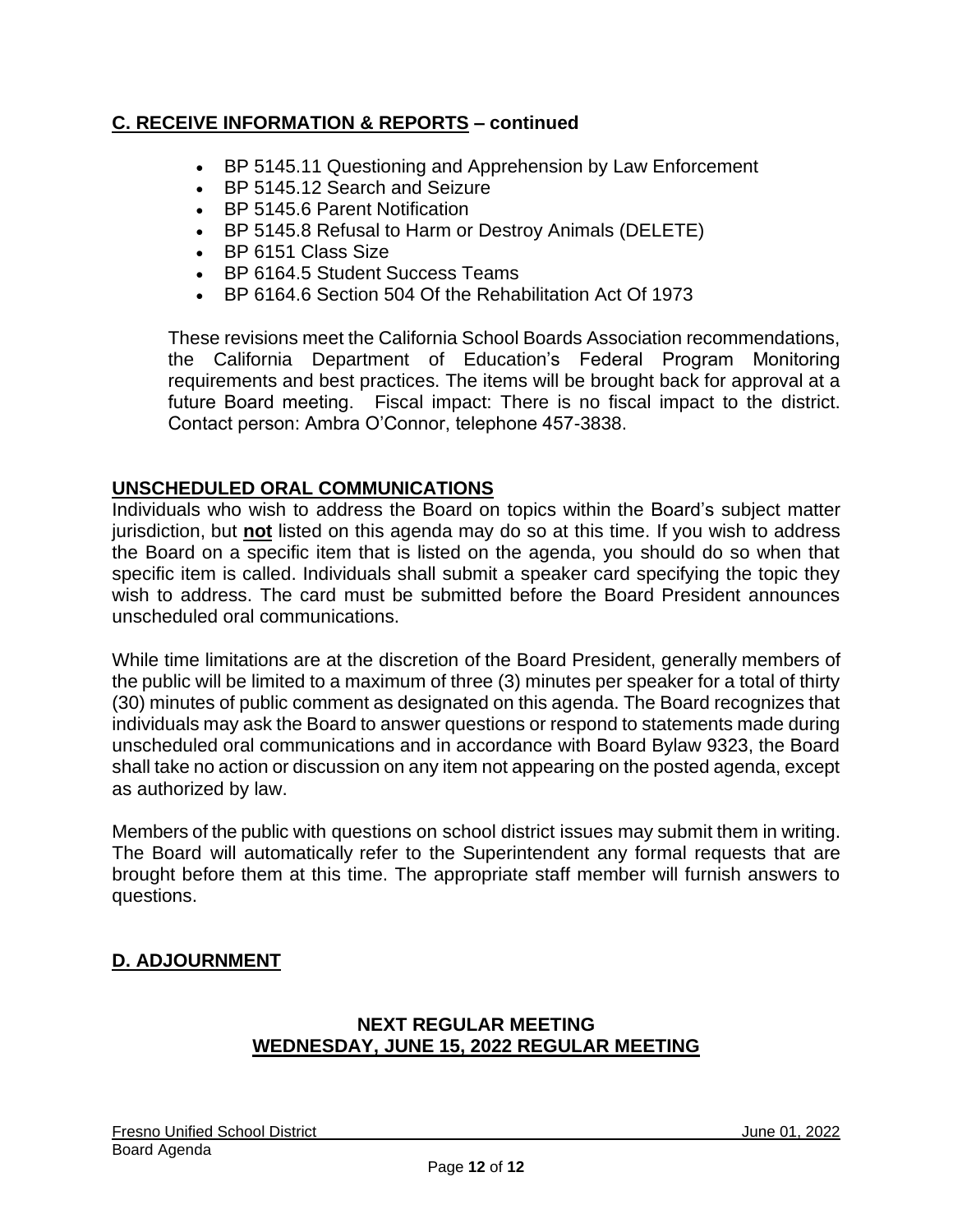## **C. RECEIVE INFORMATION & REPORTS – continued**

- BP 5145.11 Questioning and Apprehension by Law Enforcement
- BP 5145.12 Search and Seizure
- BP 5145.6 Parent Notification
- BP 5145.8 Refusal to Harm or Destroy Animals (DELETE)
- BP 6151 Class Size
- BP 6164.5 Student Success Teams
- BP 6164.6 Section 504 Of the Rehabilitation Act Of 1973

These revisions meet the California School Boards Association recommendations, the California Department of Education's Federal Program Monitoring requirements and best practices. The items will be brought back for approval at a future Board meeting. Fiscal impact: There is no fiscal impact to the district. Contact person: Ambra O'Connor, telephone 457-3838.

## **UNSCHEDULED ORAL COMMUNICATIONS**

Individuals who wish to address the Board on topics within the Board's subject matter jurisdiction, but **not** listed on this agenda may do so at this time. If you wish to address the Board on a specific item that is listed on the agenda, you should do so when that specific item is called. Individuals shall submit a speaker card specifying the topic they wish to address. The card must be submitted before the Board President announces unscheduled oral communications.

While time limitations are at the discretion of the Board President, generally members of the public will be limited to a maximum of three (3) minutes per speaker for a total of thirty (30) minutes of public comment as designated on this agenda. The Board recognizes that individuals may ask the Board to answer questions or respond to statements made during unscheduled oral communications and in accordance with Board Bylaw 9323, the Board shall take no action or discussion on any item not appearing on the posted agenda, except as authorized by law.

Members of the public with questions on school district issues may submit them in writing. The Board will automatically refer to the Superintendent any formal requests that are brought before them at this time. The appropriate staff member will furnish answers to questions.

## **D. ADJOURNMENT**

**NEXT REGULAR MEETING**
**WEDNESDAY, JUNE 15, 2022 REGULAR MEETING**